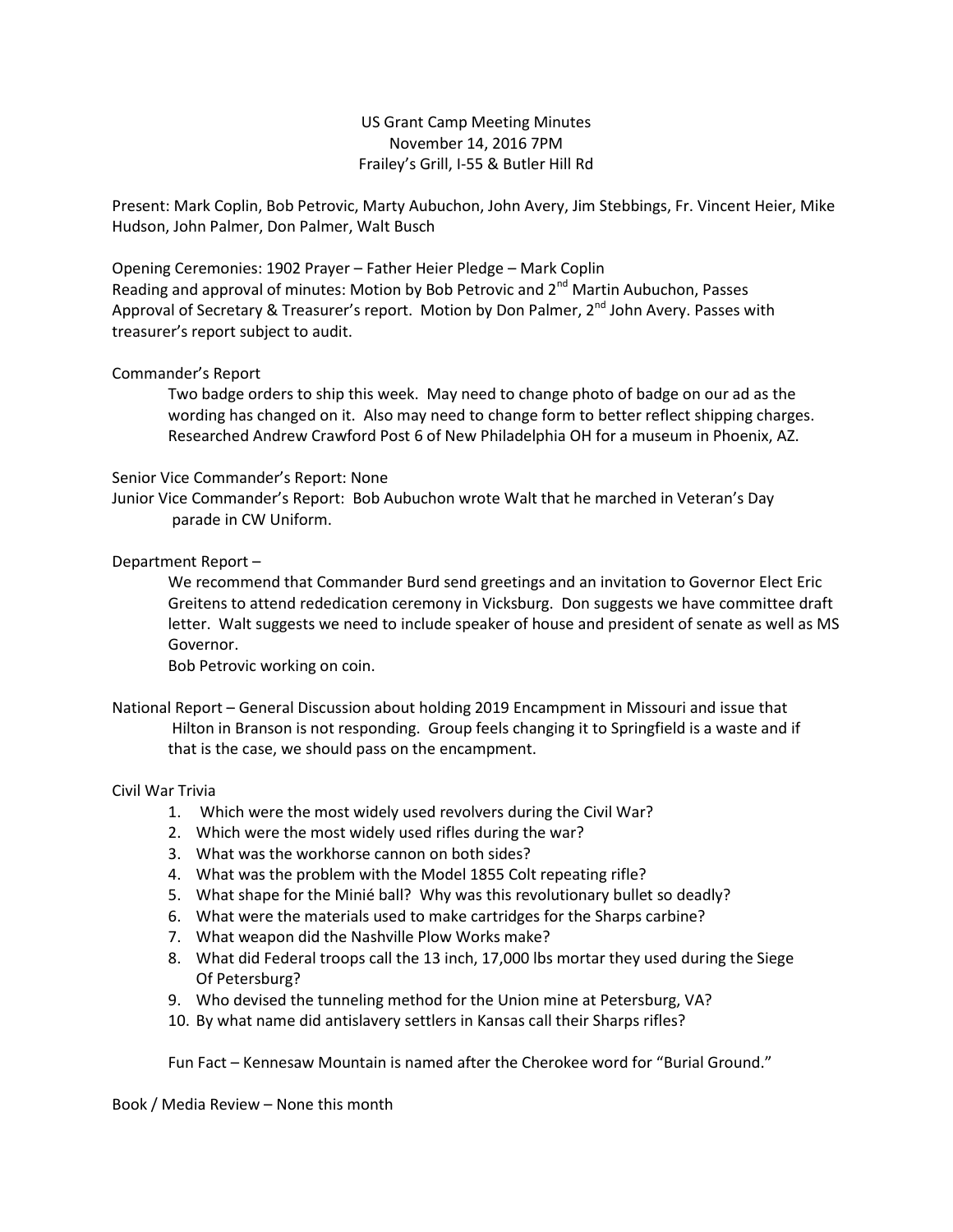# US Grant Camp Meeting Minutes
November 14, 2016 7PM
Frailey's Grill, I-55 & Butler Hill Rd

Present: Mark Coplin, Bob Petrovic, Marty Aubuchon, John Avery, Jim Stebbings, Fr. Vincent Heier, Mike Hudson, John Palmer, Don Palmer, Walt Busch

Opening Ceremonies: 1902 Prayer – Father Heier Pledge – Mark Coplin
Reading and approval of minutes: Motion by Bob Petrovic and 2nd Martin Aubuchon, Passes
Approval of Secretary & Treasurer's report. Motion by Don Palmer, 2nd John Avery. Passes with treasurer's report subject to audit.

Commander's Report

> Two badge orders to ship this week. May need to change photo of badge on our ad as the wording has changed on it. Also may need to change form to better reflect shipping charges. Researched Andrew Crawford Post 6 of New Philadelphia OH for a museum in Phoenix, AZ.

Senior Vice Commander's Report: None
Junior Vice Commander's Report: Bob Aubuchon wrote Walt that he marched in Veteran's Day parade in CW Uniform.

Department Report –

> We recommend that Commander Burd send greetings and an invitation to Governor Elect Eric Greitens to attend rededication ceremony in Vicksburg. Don suggests we have committee draft letter. Walt suggests we need to include speaker of house and president of senate as well as MS Governor.
> Bob Petrovic working on coin.

National Report – General Discussion about holding 2019 Encampment in Missouri and issue that Hilton in Branson is not responding. Group feels changing it to Springfield is a waste and if that is the case, we should pass on the encampment.

Civil War Trivia

1. Which were the most widely used revolvers during the Civil War?
2. Which were the most widely used rifles during the war?
3. What was the workhorse cannon on both sides?
4. What was the problem with the Model 1855 Colt repeating rifle?
5. What shape for the Minié ball? Why was this revolutionary bullet so deadly?
6. What were the materials used to make cartridges for the Sharps carbine?
7. What weapon did the Nashville Plow Works make?
8. What did Federal troops call the 13 inch, 17,000 lbs mortar they used during the Siege Of Petersburg?
9. Who devised the tunneling method for the Union mine at Petersburg, VA?
10. By what name did antislavery settlers in Kansas call their Sharps rifles?

Fun Fact – Kennesaw Mountain is named after the Cherokee word for "Burial Ground."

Book / Media Review – None this month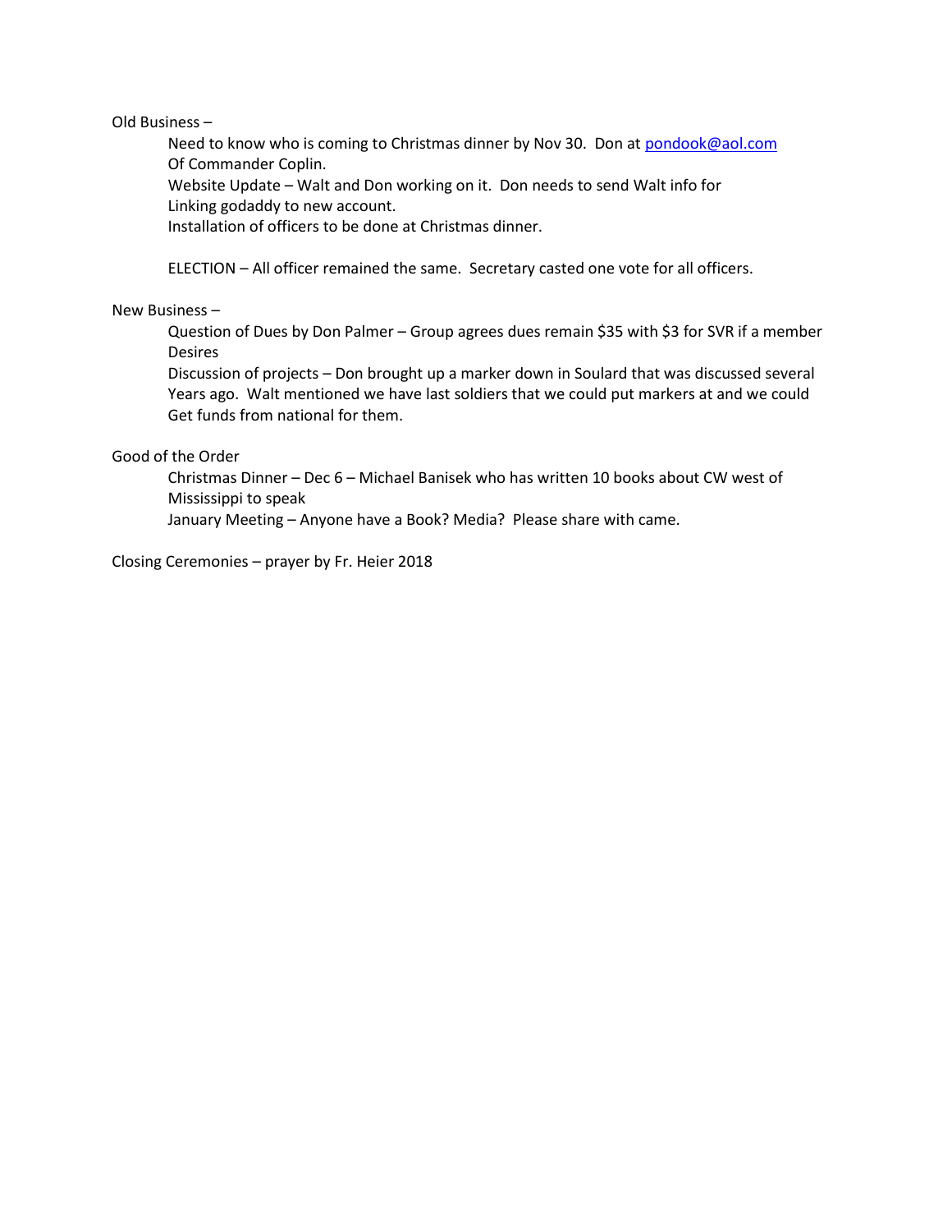Old Business –

Need to know who is coming to Christmas dinner by Nov 30. Don at pondook@aol.com
Of Commander Coplin.
Website Update – Walt and Don working on it. Don needs to send Walt info for
Linking godaddy to new account.
Installation of officers to be done at Christmas dinner.

ELECTION – All officer remained the same. Secretary casted one vote for all officers.

New Business –

Question of Dues by Don Palmer – Group agrees dues remain $35 with $3 for SVR if a member
Desires
Discussion of projects – Don brought up a marker down in Soulard that was discussed several
Years ago. Walt mentioned we have last soldiers that we could put markers at and we could
Get funds from national for them.

Good of the Order

Christmas Dinner – Dec 6 – Michael Banisek who has written 10 books about CW west of
Mississippi to speak
January Meeting – Anyone have a Book? Media? Please share with came.

Closing Ceremonies – prayer by Fr. Heier 2018